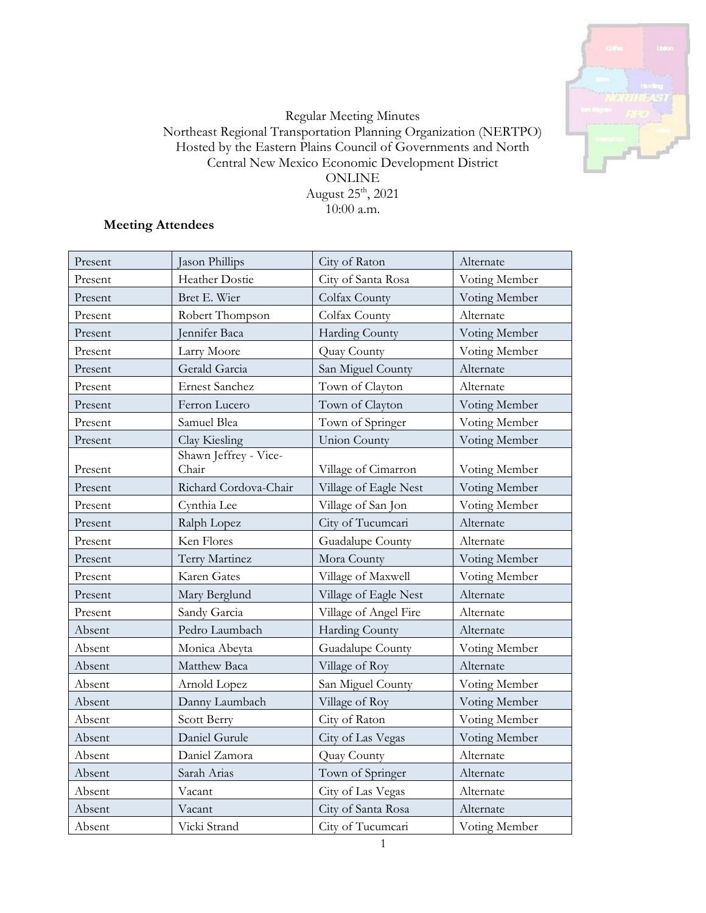Regular Meeting Minutes
Northeast Regional Transportation Planning Organization (NERTPO)
Hosted by the Eastern Plains Council of Governments and North Central New Mexico Economic Development District
ONLINE
August 25th, 2021
10:00 a.m.

**Meeting Attendees**

| | | | |
|---|---|---|---|
| Present | Jason Phillips | City of Raton | Alternate |
| Present | Heather Dostie | City of Santa Rosa | Voting Member |
| Present | Bret E. Wier | Colfax County | Voting Member |
| Present | Robert Thompson | Colfax County | Alternate |
| Present | Jennifer Baca | Harding County | Voting Member |
| Present | Larry Moore | Quay County | Voting Member |
| Present | Gerald Garcia | San Miguel County | Alternate |
| Present | Ernest Sanchez | Town of Clayton | Alternate |
| Present | Ferron Lucero | Town of Clayton | Voting Member |
| Present | Samuel Blea | Town of Springer | Voting Member |
| Present | Clay Kiesling | Union County | Voting Member |
| Present | Shawn Jeffrey - Vice-Chair | Village of Cimarron | Voting Member |
| Present | Richard Cordova-Chair | Village of Eagle Nest | Voting Member |
| Present | Cynthia Lee | Village of San Jon | Voting Member |
| Present | Ralph Lopez | City of Tucumcari | Alternate |
| Present | Ken Flores | Guadalupe County | Alternate |
| Present | Terry Martinez | Mora County | Voting Member |
| Present | Karen Gates | Village of Maxwell | Voting Member |
| Present | Mary Berglund | Village of Eagle Nest | Alternate |
| Present | Sandy Garcia | Village of Angel Fire | Alternate |
| Absent | Pedro Laumbach | Harding County | Alternate |
| Absent | Monica Abeyta | Guadalupe County | Voting Member |
| Absent | Matthew Baca | Village of Roy | Alternate |
| Absent | Arnold Lopez | San Miguel County | Voting Member |
| Absent | Danny Laumbach | Village of Roy | Voting Member |
| Absent | Scott Berry | City of Raton | Voting Member |
| Absent | Daniel Gurule | City of Las Vegas | Voting Member |
| Absent | Daniel Zamora | Quay County | Alternate |
| Absent | Sarah Arias | Town of Springer | Alternate |
| Absent | Vacant | City of Las Vegas | Alternate |
| Absent | Vacant | City of Santa Rosa | Alternate |
| Absent | Vicki Strand | City of Tucumcari | Voting Member |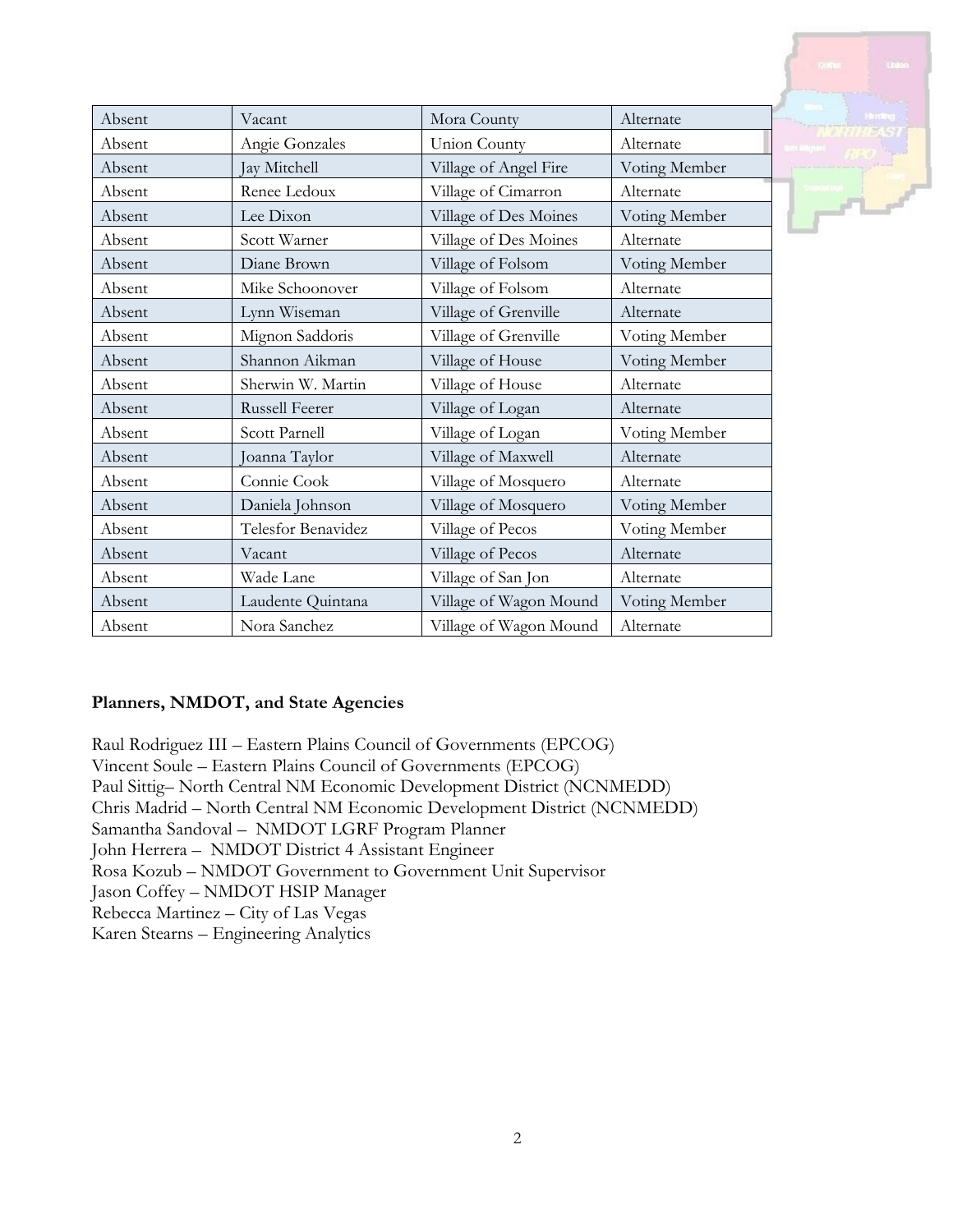| Absent | Vacant | Mora County | Alternate |
|---|---|---|---|
| Absent | Angie Gonzales | Union County | Alternate |
| Absent | Jay Mitchell | Village of Angel Fire | Voting Member |
| Absent | Renee Ledoux | Village of Cimarron | Alternate |
| Absent | Lee Dixon | Village of Des Moines | Voting Member |
| Absent | Scott Warner | Village of Des Moines | Alternate |
| Absent | Diane Brown | Village of Folsom | Voting Member |
| Absent | Mike Schoonover | Village of Folsom | Alternate |
| Absent | Lynn Wiseman | Village of Grenville | Alternate |
| Absent | Mignon Saddoris | Village of Grenville | Voting Member |
| Absent | Shannon Aikman | Village of House | Voting Member |
| Absent | Sherwin W. Martin | Village of House | Alternate |
| Absent | Russell Feerer | Village of Logan | Alternate |
| Absent | Scott Parnell | Village of Logan | Voting Member |
| Absent | Joanna Taylor | Village of Maxwell | Alternate |
| Absent | Connie Cook | Village of Mosquero | Alternate |
| Absent | Daniela Johnson | Village of Mosquero | Voting Member |
| Absent | Telesfor Benavidez | Village of Pecos | Voting Member |
| Absent | Vacant | Village of Pecos | Alternate |
| Absent | Wade Lane | Village of San Jon | Alternate |
| Absent | Laudente Quintana | Village of Wagon Mound | Voting Member |
| Absent | Nora Sanchez | Village of Wagon Mound | Alternate |

**Planners, NMDOT, and State Agencies**

Raul Rodriguez III – Eastern Plains Council of Governments (EPCOG)
Vincent Soule – Eastern Plains Council of Governments (EPCOG)
Paul Sittig– North Central NM Economic Development District (NCNMEDD)
Chris Madrid – North Central NM Economic Development District (NCNMEDD)
Samantha Sandoval – NMDOT LGRF Program Planner
John Herrera – NMDOT District 4 Assistant Engineer
Rosa Kozub – NMDOT Government to Government Unit Supervisor
Jason Coffey – NMDOT HSIP Manager
Rebecca Martinez – City of Las Vegas
Karen Stearns – Engineering Analytics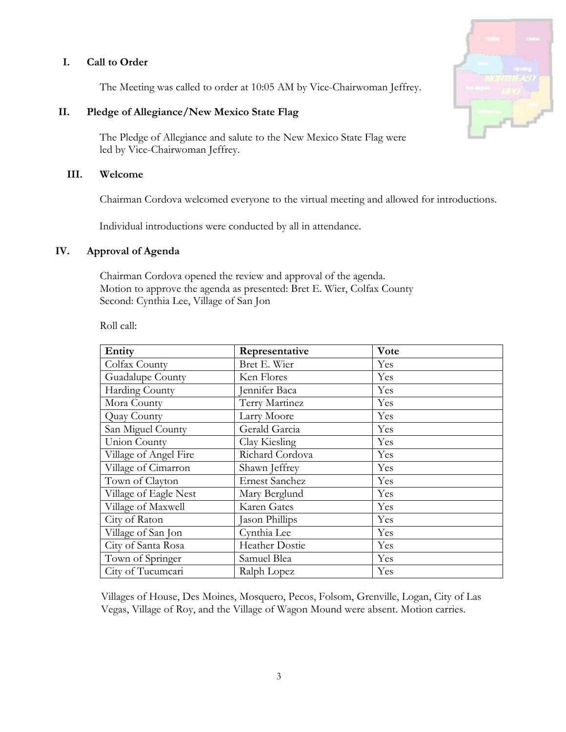## I. Call to Order

The Meeting was called to order at 10:05 AM by Vice-Chairwoman Jeffrey.

## II. Pledge of Allegiance/New Mexico State Flag

The Pledge of Allegiance and salute to the New Mexico State Flag were led by Vice-Chairwoman Jeffrey.

## III. Welcome

Chairman Cordova welcomed everyone to the virtual meeting and allowed for introductions.

Individual introductions were conducted by all in attendance.

## IV. Approval of Agenda

Chairman Cordova opened the review and approval of the agenda.
Motion to approve the agenda as presented: Bret E. Wier, Colfax County
Second: Cynthia Lee, Village of San Jon

Roll call:

| Entity | Representative | Vote |
|---|---|---|
| Colfax County | Bret E. Wier | Yes |
| Guadalupe County | Ken Flores | Yes |
| Harding County | Jennifer Baca | Yes |
| Mora County | Terry Martinez | Yes |
| Quay County | Larry Moore | Yes |
| San Miguel County | Gerald Garcia | Yes |
| Union County | Clay Kiesling | Yes |
| Village of Angel Fire | Richard Cordova | Yes |
| Village of Cimarron | Shawn Jeffrey | Yes |
| Town of Clayton | Ernest Sanchez | Yes |
| Village of Eagle Nest | Mary Berglund | Yes |
| Village of Maxwell | Karen Gates | Yes |
| City of Raton | Jason Phillips | Yes |
| Village of San Jon | Cynthia Lee | Yes |
| City of Santa Rosa | Heather Dostie | Yes |
| Town of Springer | Samuel Blea | Yes |
| City of Tucumcari | Ralph Lopez | Yes |

Villages of House, Des Moines, Mosquero, Pecos, Folsom, Grenville, Logan, City of Las Vegas, Village of Roy, and the Village of Wagon Mound were absent. Motion carries.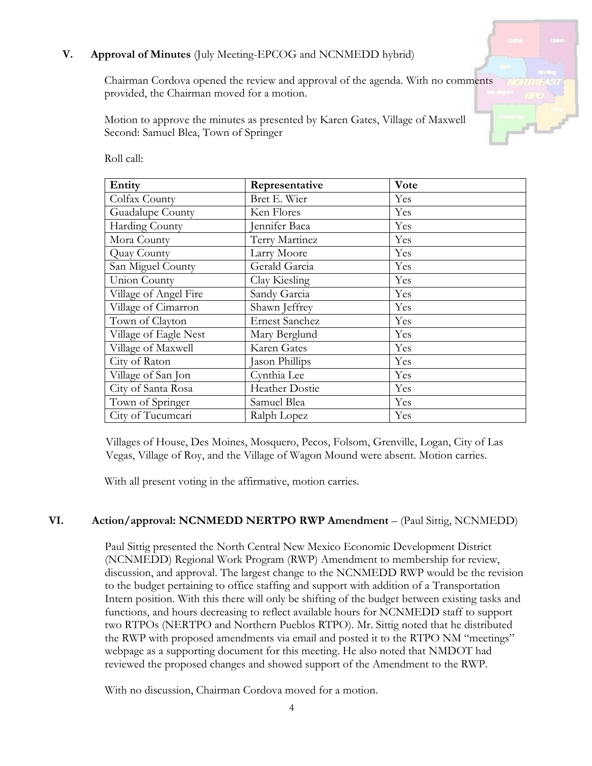## V. Approval of Minutes (July Meeting-EPCOG and NCNMEDD hybrid)

Chairman Cordova opened the review and approval of the agenda. With no comments provided, the Chairman moved for a motion.

Motion to approve the minutes as presented by Karen Gates, Village of Maxwell
Second: Samuel Blea, Town of Springer

Roll call:

| Entity | Representative | Vote |
|---|---|---|
| Colfax County | Bret E. Wier | Yes |
| Guadalupe County | Ken Flores | Yes |
| Harding County | Jennifer Baca | Yes |
| Mora County | Terry Martinez | Yes |
| Quay County | Larry Moore | Yes |
| San Miguel County | Gerald Garcia | Yes |
| Union County | Clay Kiesling | Yes |
| Village of Angel Fire | Sandy Garcia | Yes |
| Village of Cimarron | Shawn Jeffrey | Yes |
| Town of Clayton | Ernest Sanchez | Yes |
| Village of Eagle Nest | Mary Berglund | Yes |
| Village of Maxwell | Karen Gates | Yes |
| City of Raton | Jason Phillips | Yes |
| Village of San Jon | Cynthia Lee | Yes |
| City of Santa Rosa | Heather Dostie | Yes |
| Town of Springer | Samuel Blea | Yes |
| City of Tucumcari | Ralph Lopez | Yes |

Villages of House, Des Moines, Mosquero, Pecos, Folsom, Grenville, Logan, City of Las Vegas, Village of Roy, and the Village of Wagon Mound were absent. Motion carries.

With all present voting in the affirmative, motion carries.

## VI. Action/approval: NCNMEDD NERTPO RWP Amendment – (Paul Sittig, NCNMEDD)

Paul Sittig presented the North Central New Mexico Economic Development District (NCNMEDD) Regional Work Program (RWP) Amendment to membership for review, discussion, and approval. The largest change to the NCNMEDD RWP would be the revision to the budget pertaining to office staffing and support with addition of a Transportation Intern position. With this there will only be shifting of the budget between existing tasks and functions, and hours decreasing to reflect available hours for NCNMEDD staff to support two RTPOs (NERTPO and Northern Pueblos RTPO). Mr. Sittig noted that he distributed the RWP with proposed amendments via email and posted it to the RTPO NM "meetings" webpage as a supporting document for this meeting. He also noted that NMDOT had reviewed the proposed changes and showed support of the Amendment to the RWP.

With no discussion, Chairman Cordova moved for a motion.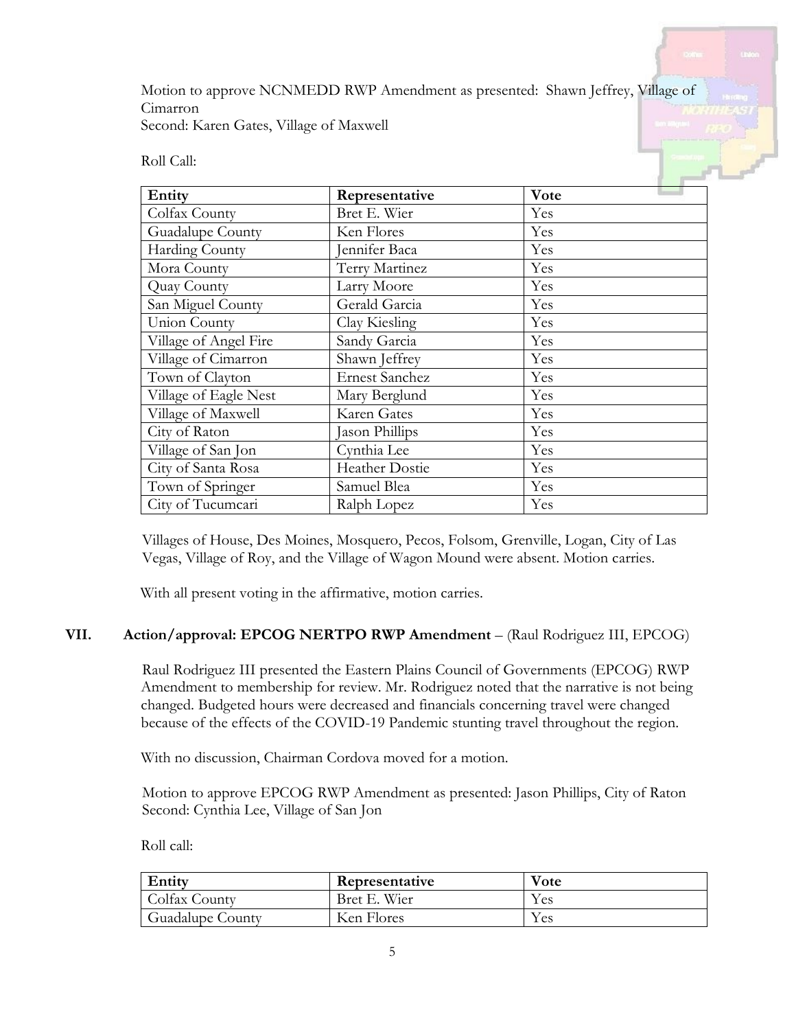Motion to approve NCNMEDD RWP Amendment as presented: Shawn Jeffrey, Village of Cimarron
Second: Karen Gates, Village of Maxwell

Roll Call:

| Entity | Representative | Vote |
|---|---|---|
| Colfax County | Bret E. Wier | Yes |
| Guadalupe County | Ken Flores | Yes |
| Harding County | Jennifer Baca | Yes |
| Mora County | Terry Martinez | Yes |
| Quay County | Larry Moore | Yes |
| San Miguel County | Gerald Garcia | Yes |
| Union County | Clay Kiesling | Yes |
| Village of Angel Fire | Sandy Garcia | Yes |
| Village of Cimarron | Shawn Jeffrey | Yes |
| Town of Clayton | Ernest Sanchez | Yes |
| Village of Eagle Nest | Mary Berglund | Yes |
| Village of Maxwell | Karen Gates | Yes |
| City of Raton | Jason Phillips | Yes |
| Village of San Jon | Cynthia Lee | Yes |
| City of Santa Rosa | Heather Dostie | Yes |
| Town of Springer | Samuel Blea | Yes |
| City of Tucumcari | Ralph Lopez | Yes |

Villages of House, Des Moines, Mosquero, Pecos, Folsom, Grenville, Logan, City of Las Vegas, Village of Roy, and the Village of Wagon Mound were absent. Motion carries.

With all present voting in the affirmative, motion carries.

## VII. Action/approval: EPCOG NERTPO RWP Amendment – (Raul Rodriguez III, EPCOG)

Raul Rodriguez III presented the Eastern Plains Council of Governments (EPCOG) RWP Amendment to membership for review. Mr. Rodriguez noted that the narrative is not being changed. Budgeted hours were decreased and financials concerning travel were changed because of the effects of the COVID-19 Pandemic stunting travel throughout the region.

With no discussion, Chairman Cordova moved for a motion.

Motion to approve EPCOG RWP Amendment as presented: Jason Phillips, City of Raton
Second: Cynthia Lee, Village of San Jon

Roll call:

| Entity | Representative | Vote |
|---|---|---|
| Colfax County | Bret E. Wier | Yes |
| Guadalupe County | Ken Flores | Yes |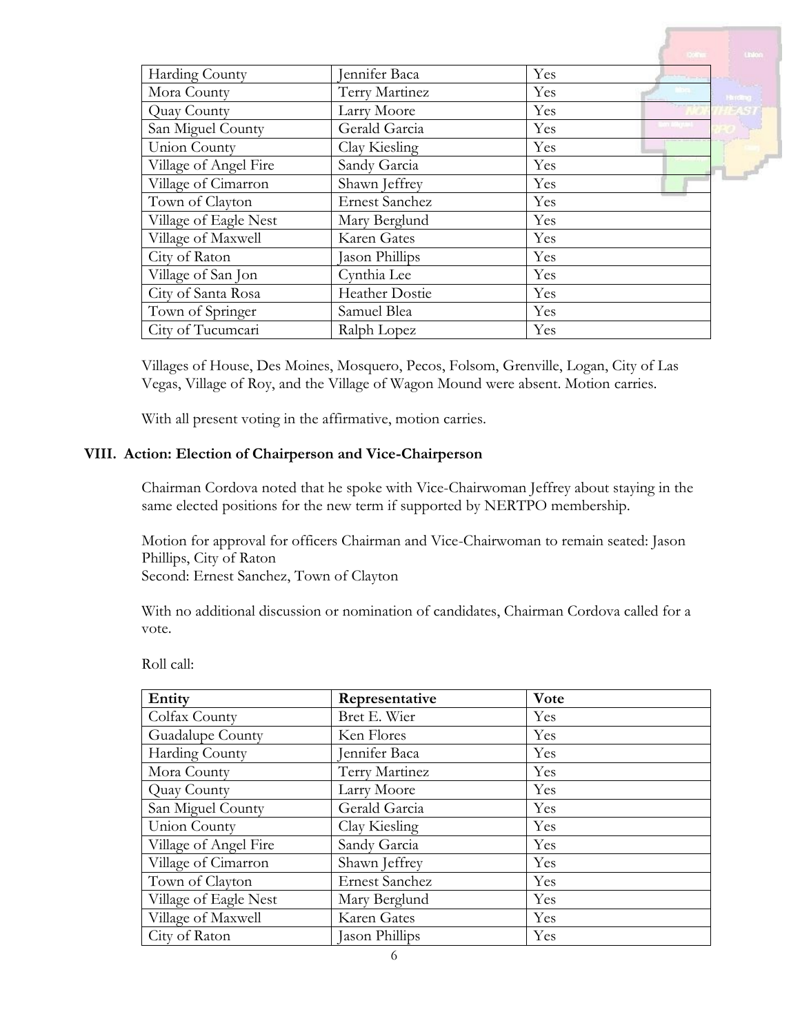| Harding County | Jennifer Baca | Yes |
|---|---|---|
| Mora County | Terry Martinez | Yes |
| Quay County | Larry Moore | Yes |
| San Miguel County | Gerald Garcia | Yes |
| Union County | Clay Kiesling | Yes |
| Village of Angel Fire | Sandy Garcia | Yes |
| Village of Cimarron | Shawn Jeffrey | Yes |
| Town of Clayton | Ernest Sanchez | Yes |
| Village of Eagle Nest | Mary Berglund | Yes |
| Village of Maxwell | Karen Gates | Yes |
| City of Raton | Jason Phillips | Yes |
| Village of San Jon | Cynthia Lee | Yes |
| City of Santa Rosa | Heather Dostie | Yes |
| Town of Springer | Samuel Blea | Yes |
| City of Tucumcari | Ralph Lopez | Yes |

Villages of House, Des Moines, Mosquero, Pecos, Folsom, Grenville, Logan, City of Las Vegas, Village of Roy, and the Village of Wagon Mound were absent. Motion carries.

With all present voting in the affirmative, motion carries.

## VIII. Action: Election of Chairperson and Vice-Chairperson

Chairman Cordova noted that he spoke with Vice-Chairwoman Jeffrey about staying in the same elected positions for the new term if supported by NERTPO membership.

Motion for approval for officers Chairman and Vice-Chairwoman to remain seated: Jason Phillips, City of Raton
Second: Ernest Sanchez, Town of Clayton

With no additional discussion or nomination of candidates, Chairman Cordova called for a vote.

Roll call:

| Entity | Representative | Vote |
|---|---|---|
| Colfax County | Bret E. Wier | Yes |
| Guadalupe County | Ken Flores | Yes |
| Harding County | Jennifer Baca | Yes |
| Mora County | Terry Martinez | Yes |
| Quay County | Larry Moore | Yes |
| San Miguel County | Gerald Garcia | Yes |
| Union County | Clay Kiesling | Yes |
| Village of Angel Fire | Sandy Garcia | Yes |
| Village of Cimarron | Shawn Jeffrey | Yes |
| Town of Clayton | Ernest Sanchez | Yes |
| Village of Eagle Nest | Mary Berglund | Yes |
| Village of Maxwell | Karen Gates | Yes |
| City of Raton | Jason Phillips | Yes |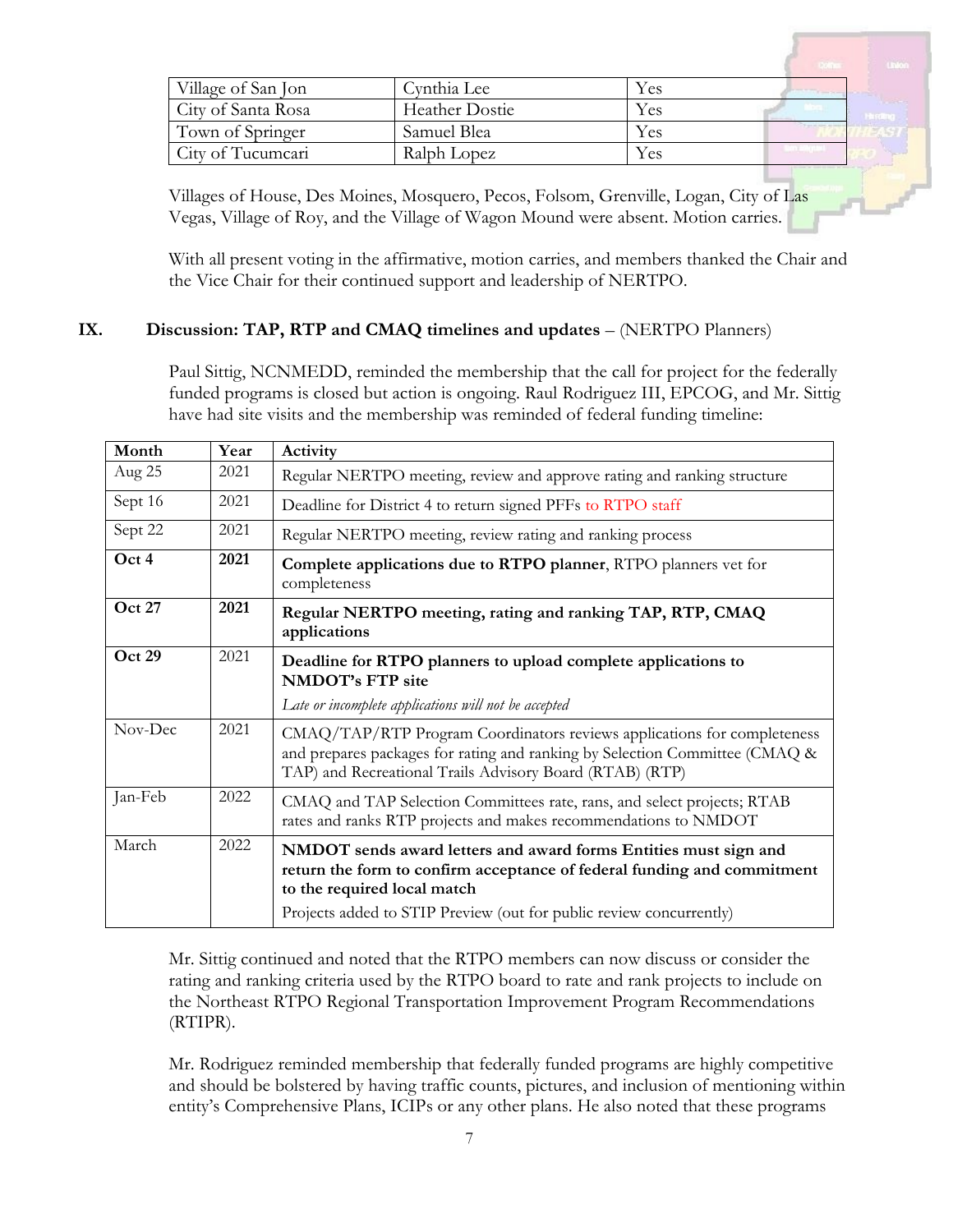| Village of San Jon | Cynthia Lee | Yes |
|---|---|---|
| City of Santa Rosa | Heather Dostie | Yes |
| Town of Springer | Samuel Blea | Yes |
| City of Tucumcari | Ralph Lopez | Yes |

Villages of House, Des Moines, Mosquero, Pecos, Folsom, Grenville, Logan, City of Las Vegas, Village of Roy, and the Village of Wagon Mound were absent. Motion carries.

With all present voting in the affirmative, motion carries, and members thanked the Chair and the Vice Chair for their continued support and leadership of NERTPO.

## IX. Discussion: TAP, RTP and CMAQ timelines and updates – (NERTPO Planners)

Paul Sittig, NCNMEDD, reminded the membership that the call for project for the federally funded programs is closed but action is ongoing. Raul Rodriguez III, EPCOG, and Mr. Sittig have had site visits and the membership was reminded of federal funding timeline:

| Month | Year | Activity |
|---|---|---|
| Aug 25 | 2021 | Regular NERTPO meeting, review and approve rating and ranking structure |
| Sept 16 | 2021 | Deadline for District 4 to return signed PFFs to RTPO staff |
| Sept 22 | 2021 | Regular NERTPO meeting, review rating and ranking process |
| **Oct 4** | **2021** | **Complete applications due to RTPO planner**, RTPO planners vet for completeness |
| **Oct 27** | **2021** | **Regular NERTPO meeting, rating and ranking TAP, RTP, CMAQ applications** |
| **Oct 29** | 2021 | **Deadline for RTPO planners to upload complete applications to NMDOT's FTP site** *Late or incomplete applications will not be accepted* |
| Nov-Dec | 2021 | CMAQ/TAP/RTP Program Coordinators reviews applications for completeness and prepares packages for rating and ranking by Selection Committee (CMAQ & TAP) and Recreational Trails Advisory Board (RTAB) (RTP) |
| Jan-Feb | 2022 | CMAQ and TAP Selection Committees rate, rans, and select projects; RTAB rates and ranks RTP projects and makes recommendations to NMDOT |
| March | 2022 | **NMDOT sends award letters and award forms Entities must sign and return the form to confirm acceptance of federal funding and commitment to the required local match** Projects added to STIP Preview (out for public review concurrently) |

Mr. Sittig continued and noted that the RTPO members can now discuss or consider the rating and ranking criteria used by the RTPO board to rate and rank projects to include on the Northeast RTPO Regional Transportation Improvement Program Recommendations (RTIPR).

Mr. Rodriguez reminded membership that federally funded programs are highly competitive and should be bolstered by having traffic counts, pictures, and inclusion of mentioning within entity's Comprehensive Plans, ICIPs or any other plans. He also noted that these programs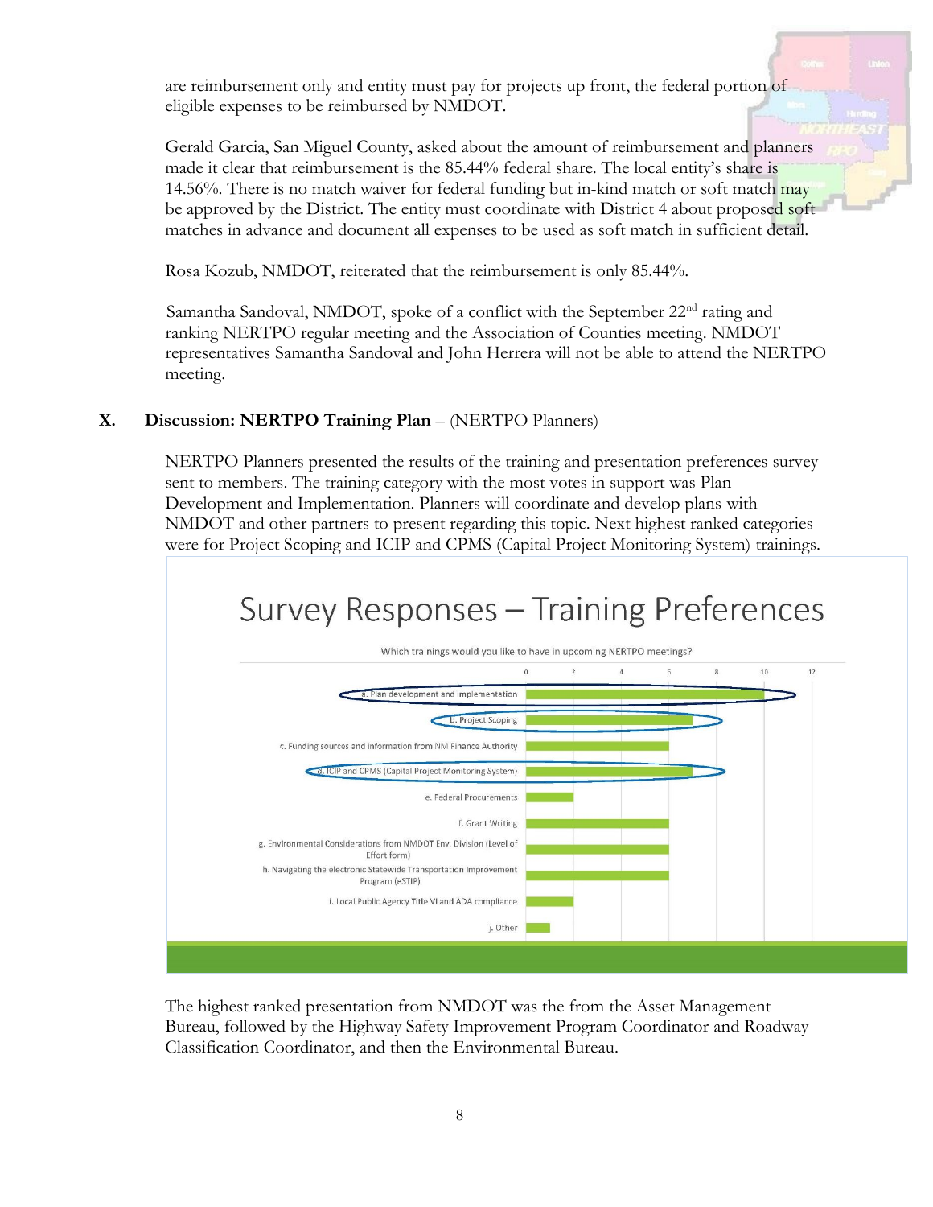are reimbursement only and entity must pay for projects up front, the federal portion of eligible expenses to be reimbursed by NMDOT.

Gerald Garcia, San Miguel County, asked about the amount of reimbursement and planners made it clear that reimbursement is the 85.44% federal share. The local entity's share is 14.56%. There is no match waiver for federal funding but in-kind match or soft match may be approved by the District. The entity must coordinate with District 4 about proposed soft matches in advance and document all expenses to be used as soft match in sufficient detail.

Rosa Kozub, NMDOT, reiterated that the reimbursement is only 85.44%.

Samantha Sandoval, NMDOT, spoke of a conflict with the September 22nd rating and ranking NERTPO regular meeting and the Association of Counties meeting. NMDOT representatives Samantha Sandoval and John Herrera will not be able to attend the NERTPO meeting.

## X. Discussion: NERTPO Training Plan – (NERTPO Planners)

NERTPO Planners presented the results of the training and presentation preferences survey sent to members. The training category with the most votes in support was Plan Development and Implementation. Planners will coordinate and develop plans with NMDOT and other partners to present regarding this topic. Next highest ranked categories were for Project Scoping and ICIP and CPMS (Capital Project Monitoring System) trainings.

**Survey Responses – Training Preferences**

Which trainings would you like to have in upcoming NERTPO meetings?

| Training | Responses |
|---|---|
| a. Plan development and implementation | 10 |
| b. Project Scoping | 7 |
| c. Funding sources and information from NM Finance Authority | 6 |
| d. ICIP and CPMS (Capital Project Monitoring System) | 7 |
| e. Federal Procurements | 2 |
| f. Grant Writing | 6 |
| g. Environmental Considerations from NMDOT Env. Division (Level of Effort form) | 6 |
| h. Navigating the electronic Statewide Transportation Improvement Program (eSTIP) | 6 |
| i. Local Public Agency Title VI and ADA compliance | 2 |
| j. Other | 1 |

The highest ranked presentation from NMDOT was the from the Asset Management Bureau, followed by the Highway Safety Improvement Program Coordinator and Roadway Classification Coordinator, and then the Environmental Bureau.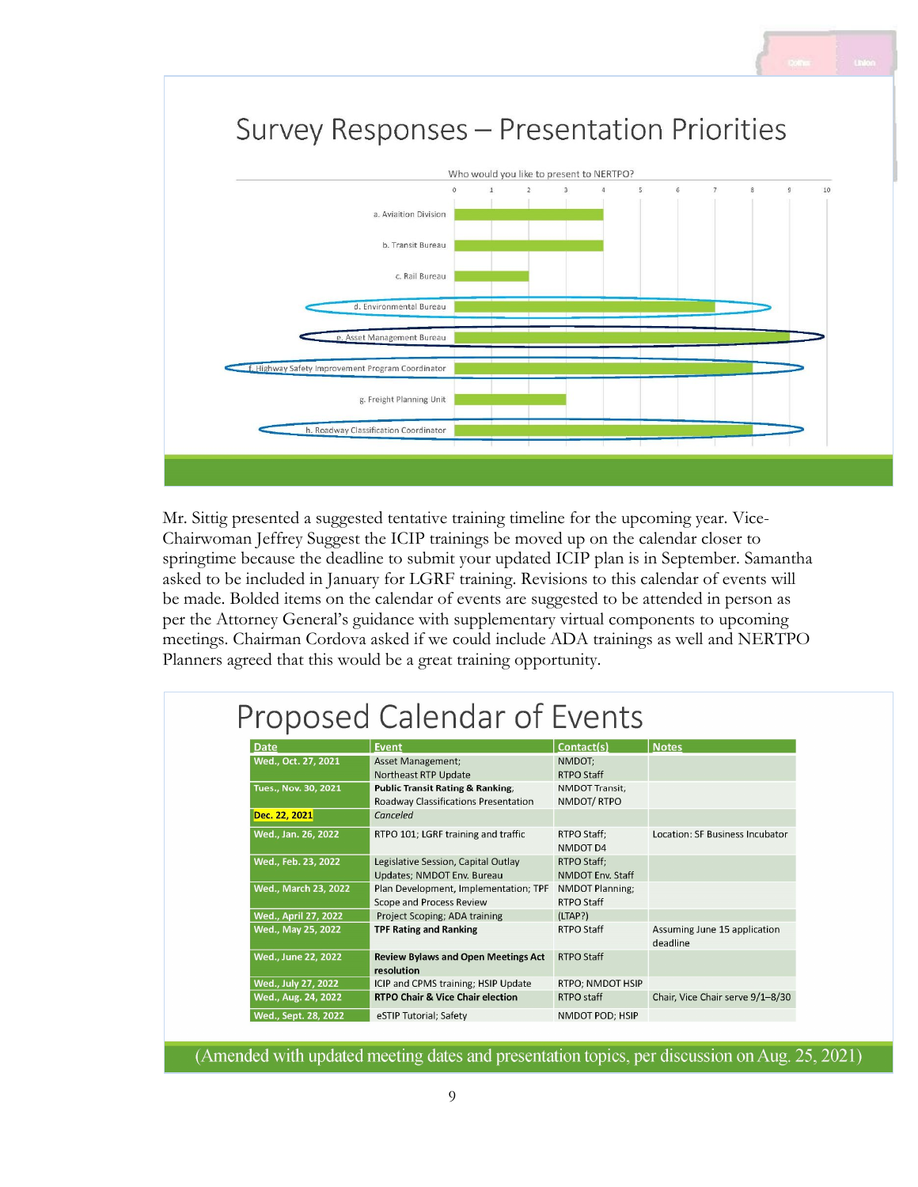## Survey Responses – Presentation Priorities

Who would you like to present to NERTPO?

| Presenter | Responses |
|---|---|
| a. Aviaition Division | 4 |
| b. Transit Bureau | 4 |
| c. Rail Bureau | 2 |
| d. Environmental Bureau | 7 |
| e. Asset Management Bureau | 9 |
| f. Highway Safety Improvement Program Coordinator | 8 |
| g. Freight Planning Unit | 3 |
| h. Roadway Classification Coordinator | 8 |

Mr. Sittig presented a suggested tentative training timeline for the upcoming year. Vice-Chairwoman Jeffrey Suggest the ICIP trainings be moved up on the calendar closer to springtime because the deadline to submit your updated ICIP plan is in September. Samantha asked to be included in January for LGRF training. Revisions to this calendar of events will be made. Bolded items on the calendar of events are suggested to be attended in person as per the Attorney General's guidance with supplementary virtual components to upcoming meetings. Chairman Cordova asked if we could include ADA trainings as well and NERTPO Planners agreed that this would be a great training opportunity.

## Proposed Calendar of Events

| Date | Event | Contact(s) | Notes |
|---|---|---|---|
| Wed., Oct. 27, 2021 | Asset Management; Northeast RTP Update | NMDOT; RTPO Staff | |
| Tues., Nov. 30, 2021 | **Public Transit Rating & Ranking**, Roadway Classifications Presentation | NMDOT Transit, NMDOT/ RTPO | |
| Dec. 22, 2021 | *Canceled* | | |
| Wed., Jan. 26, 2022 | RTPO 101; LGRF training and traffic | RTPO Staff; NMDOT D4 | Location: SF Business Incubator |
| Wed., Feb. 23, 2022 | Legislative Session, Capital Outlay Updates; NMDOT Env. Bureau | RTPO Staff; NMDOT Env. Staff | |
| Wed., March 23, 2022 | Plan Development, Implementation; TPF Scope and Process Review | NMDOT Planning; RTPO Staff | |
| Wed., April 27, 2022 | Project Scoping; ADA training | (LTAP?) | |
| Wed., May 25, 2022 | **TPF Rating and Ranking** | RTPO Staff | Assuming June 15 application deadline |
| Wed., June 22, 2022 | **Review Bylaws and Open Meetings Act resolution** | RTPO Staff | |
| Wed., July 27, 2022 | ICIP and CPMS training; HSIP Update | RTPO; NMDOT HSIP | |
| Wed., Aug. 24, 2022 | **RTPO Chair & Vice Chair election** | RTPO staff | Chair, Vice Chair serve 9/1–8/30 |
| Wed., Sept. 28, 2022 | eSTIP Tutorial; Safety | NMDOT POD; HSIP | |

(Amended with updated meeting dates and presentation topics, per discussion on Aug. 25, 2021)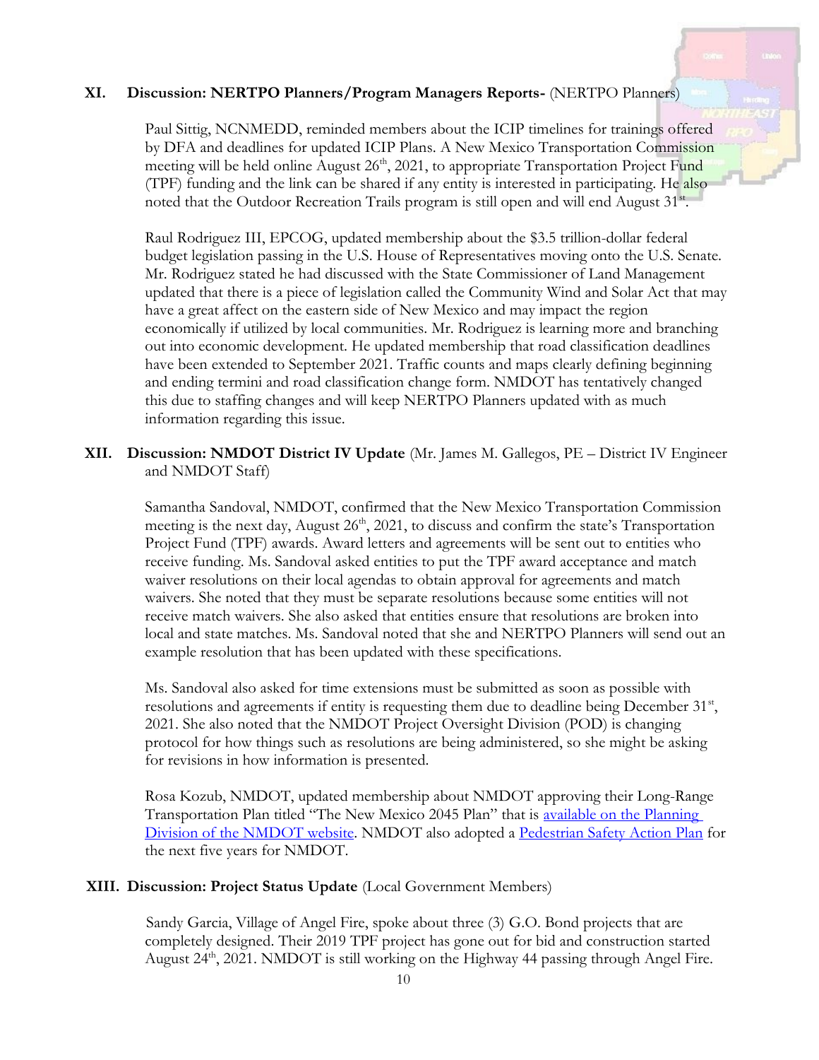## XI. Discussion: NERTPO Planners/Program Managers Reports- (NERTPO Planners)

Paul Sittig, NCNMEDD, reminded members about the ICIP timelines for trainings offered by DFA and deadlines for updated ICIP Plans. A New Mexico Transportation Commission meeting will be held online August 26th, 2021, to appropriate Transportation Project Fund (TPF) funding and the link can be shared if any entity is interested in participating. He also noted that the Outdoor Recreation Trails program is still open and will end August 31st.

Raul Rodriguez III, EPCOG, updated membership about the $3.5 trillion-dollar federal budget legislation passing in the U.S. House of Representatives moving onto the U.S. Senate. Mr. Rodriguez stated he had discussed with the State Commissioner of Land Management updated that there is a piece of legislation called the Community Wind and Solar Act that may have a great affect on the eastern side of New Mexico and may impact the region economically if utilized by local communities. Mr. Rodriguez is learning more and branching out into economic development. He updated membership that road classification deadlines have been extended to September 2021. Traffic counts and maps clearly defining beginning and ending termini and road classification change form. NMDOT has tentatively changed this due to staffing changes and will keep NERTPO Planners updated with as much information regarding this issue.

## XII. Discussion: NMDOT District IV Update (Mr. James M. Gallegos, PE – District IV Engineer and NMDOT Staff)

Samantha Sandoval, NMDOT, confirmed that the New Mexico Transportation Commission meeting is the next day, August 26th, 2021, to discuss and confirm the state's Transportation Project Fund (TPF) awards. Award letters and agreements will be sent out to entities who receive funding. Ms. Sandoval asked entities to put the TPF award acceptance and match waiver resolutions on their local agendas to obtain approval for agreements and match waivers. She noted that they must be separate resolutions because some entities will not receive match waivers. She also asked that entities ensure that resolutions are broken into local and state matches. Ms. Sandoval noted that she and NERTPO Planners will send out an example resolution that has been updated with these specifications.

Ms. Sandoval also asked for time extensions must be submitted as soon as possible with resolutions and agreements if entity is requesting them due to deadline being December 31st, 2021. She also noted that the NMDOT Project Oversight Division (POD) is changing protocol for how things such as resolutions are being administered, so she might be asking for revisions in how information is presented.

Rosa Kozub, NMDOT, updated membership about NMDOT approving their Long-Range Transportation Plan titled "The New Mexico 2045 Plan" that is available on the Planning Division of the NMDOT website. NMDOT also adopted a Pedestrian Safety Action Plan for the next five years for NMDOT.

## XIII. Discussion: Project Status Update (Local Government Members)

Sandy Garcia, Village of Angel Fire, spoke about three (3) G.O. Bond projects that are completely designed. Their 2019 TPF project has gone out for bid and construction started August 24th, 2021. NMDOT is still working on the Highway 44 passing through Angel Fire.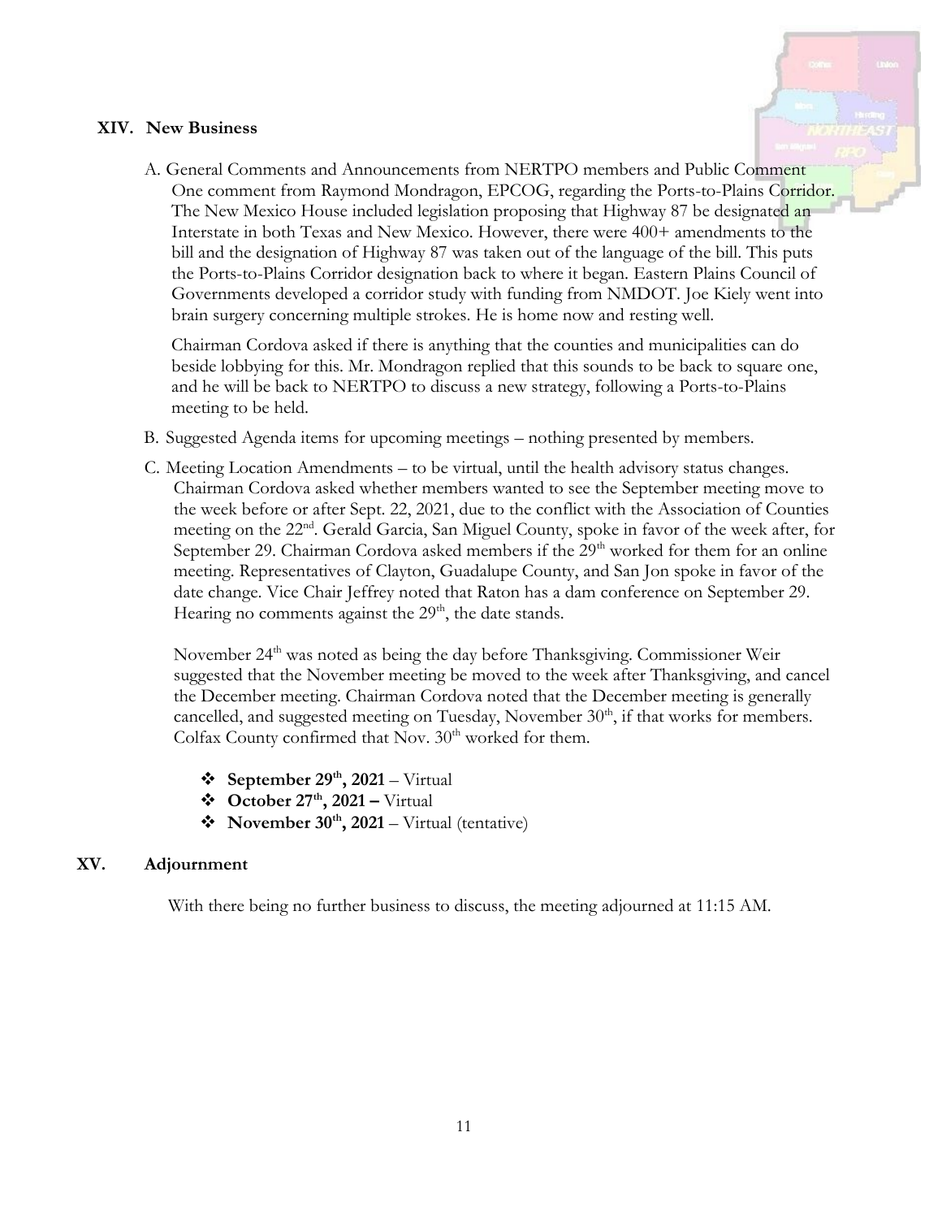## XIV. New Business

A. General Comments and Announcements from NERTPO members and Public Comment
One comment from Raymond Mondragon, EPCOG, regarding the Ports-to-Plains Corridor. The New Mexico House included legislation proposing that Highway 87 be designated an Interstate in both Texas and New Mexico. However, there were 400+ amendments to the bill and the designation of Highway 87 was taken out of the language of the bill. This puts the Ports-to-Plains Corridor designation back to where it began. Eastern Plains Council of Governments developed a corridor study with funding from NMDOT. Joe Kiely went into brain surgery concerning multiple strokes. He is home now and resting well.

Chairman Cordova asked if there is anything that the counties and municipalities can do beside lobbying for this. Mr. Mondragon replied that this sounds to be back to square one, and he will be back to NERTPO to discuss a new strategy, following a Ports-to-Plains meeting to be held.

B. Suggested Agenda items for upcoming meetings – nothing presented by members.

C. Meeting Location Amendments – to be virtual, until the health advisory status changes.
Chairman Cordova asked whether members wanted to see the September meeting move to the week before or after Sept. 22, 2021, due to the conflict with the Association of Counties meeting on the 22nd. Gerald Garcia, San Miguel County, spoke in favor of the week after, for September 29. Chairman Cordova asked members if the 29th worked for them for an online meeting. Representatives of Clayton, Guadalupe County, and San Jon spoke in favor of the date change. Vice Chair Jeffrey noted that Raton has a dam conference on September 29. Hearing no comments against the 29th, the date stands.

November 24th was noted as being the day before Thanksgiving. Commissioner Weir suggested that the November meeting be moved to the week after Thanksgiving, and cancel the December meeting. Chairman Cordova noted that the December meeting is generally cancelled, and suggested meeting on Tuesday, November 30th, if that works for members. Colfax County confirmed that Nov. 30th worked for them.

- **September 29th, 2021** – Virtual
- **October 27th, 2021 –** Virtual
- **November 30th, 2021** – Virtual (tentative)

## XV. Adjournment

With there being no further business to discuss, the meeting adjourned at 11:15 AM.